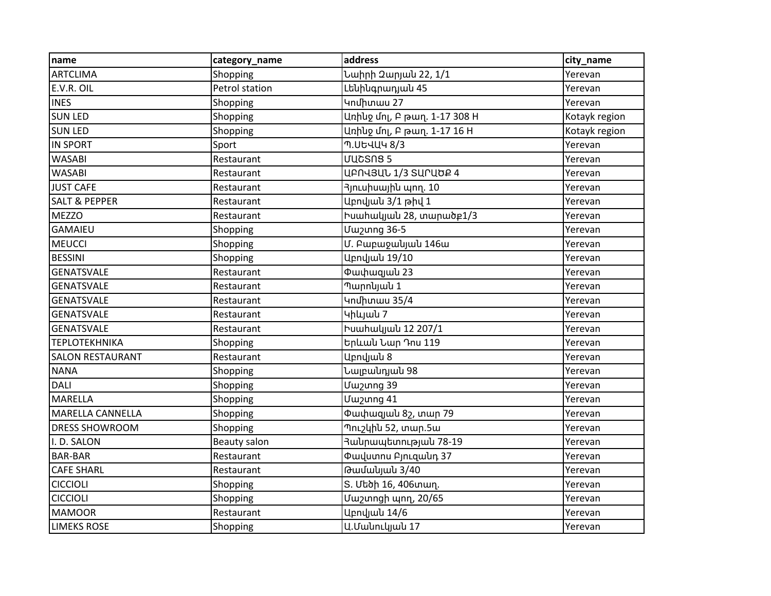| name | category_name | address | city_name |
| --- | --- | --- | --- |
| ARTCLIMA | Shopping | Նաիրի Զարյան 22, 1/1 | Yerevan |
| E.V.R. OIL | Petrol station | Լենինգրադյան 45 | Yerevan |
| INES | Shopping | Կոմիտաս 27 | Yerevan |
| SUN LED | Shopping | Առինջ մոլ, Բ թաղ. 1-17 308 H | Kotayk region |
| SUN LED | Shopping | Առինջ մոլ, Բ թաղ. 1-17 16 H | Kotayk region |
| IN SPORT | Sport | Պ.ՍԵՎԱԿ 8/3 | Yerevan |
| WASABI | Restaurant | ՄԱՇՏՈՑ 5 | Yerevan |
| WASABI | Restaurant | ԱԲՈՎՅԱՆ 1/3 ՏԱՐԱԾՔ 4 | Yerevan |
| JUST CAFE | Restaurant | Հյուսիսային պող. 10 | Yerevan |
| SALT & PEPPER | Restaurant | Աբովյան 3/1 թիվ 1 | Yerevan |
| MEZZO | Restaurant | Իսահակյան 28, տարածք1/3 | Yerevan |
| GAMAIEU | Shopping | Մաշտոց 36-5 | Yerevan |
| MEUCCI | Shopping | Մ. Բաբաջանյան 146ա | Yerevan |
| BESSINI | Shopping | Աբովյան 19/10 | Yerevan |
| GENATSVALE | Restaurant | Փափազյան 23 | Yerevan |
| GENATSVALE | Restaurant | Պարոնյան 1 | Yerevan |
| GENATSVALE | Restaurant | Կոմիտաս 35/4 | Yerevan |
| GENATSVALE | Restaurant | Կիևյան 7 | Yerevan |
| GENATSVALE | Restaurant | Իսահակյան 12 207/1 | Yerevan |
| TEPLOTEKHNIKA | Shopping | Երևան Նար Դոս 119 | Yerevan |
| SALON RESTAURANT | Restaurant | Աբովյան 8 | Yerevan |
| NANA | Shopping | Նալբանդյան 98 | Yerevan |
| DALI | Shopping | Մաշտոց 39 | Yerevan |
| MARELLA | Shopping | Մաշտոց 41 | Yerevan |
| MARELLA CANNELLA | Shopping | Փափազյան 8շ, տար 79 | Yerevan |
| DRESS SHOWROOM | Shopping | Պուշկին 52, տար.5ա | Yerevan |
| I. D. SALON | Beauty salon | Հանրապետության 78-19 | Yerevan |
| BAR-BAR | Restaurant | Փավստոս Բյուզանդ 37 | Yerevan |
| CAFE SHARL | Restaurant | Թամանյան 3/40 | Yerevan |
| CICCIOLI | Shopping | Տ. Մեծի 16, 406տաղ. | Yerevan |
| CICCIOLI | Shopping | Մաշտոցի պող, 20/65 | Yerevan |
| MAMOOR | Restaurant | Աբովյան 14/6 | Yerevan |
| LIMEKS ROSE | Shopping | Ա.Մանուկյան 17 | Yerevan |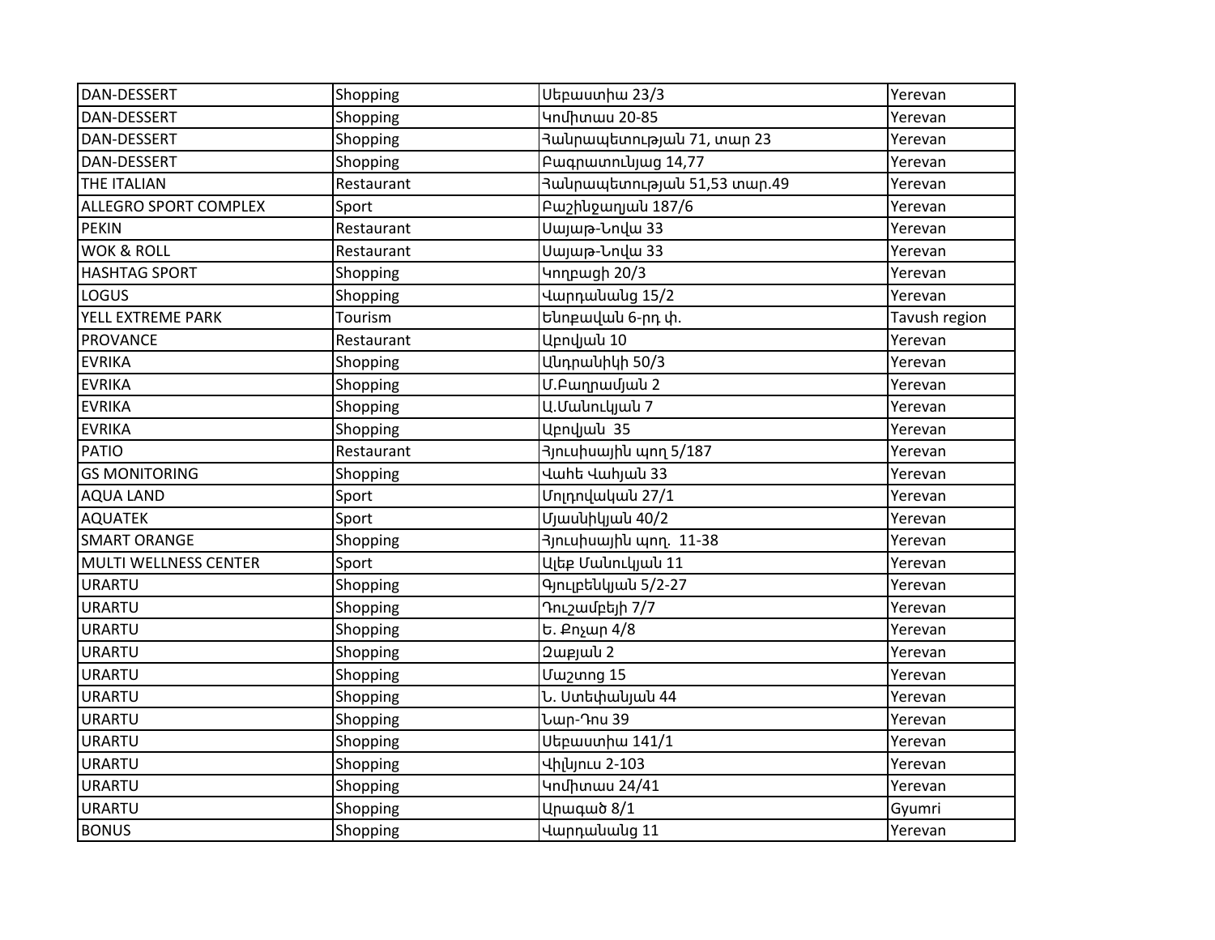| DAN-DESSERT | Shopping | Սեբաստիա 23/3 | Yerevan |
|---|---|---|---|
| DAN-DESSERT | Shopping | Կոմիտաս 20-85 | Yerevan |
| DAN-DESSERT | Shopping | Հանրապետության 71, տար 23 | Yerevan |
| DAN-DESSERT | Shopping | Բագրատունյաց 14,77 | Yerevan |
| THE ITALIAN | Restaurant | Հանրապետության 51,53 տար.49 | Yerevan |
| ALLEGRO SPORT COMPLEX | Sport | Բաշինջաղյան 187/6 | Yerevan |
| PEKIN | Restaurant | Սայաթ-Նովա 33 | Yerevan |
| WOK & ROLL | Restaurant | Սայաթ-Նովա 33 | Yerevan |
| HASHTAG SPORT | Shopping | Կողբացի 20/3 | Yerevan |
| LOGUS | Shopping | Վարդանանց 15/2 | Yerevan |
| YELL EXTREME PARK | Tourism | Ենոքավան 6-րդ փ. | Tavush region |
| PROVANCE | Restaurant | Աբովյան 10 | Yerevan |
| EVRIKA | Shopping | Անդրանիկի 50/3 | Yerevan |
| EVRIKA | Shopping | Մ.Բաղրամյան 2 | Yerevan |
| EVRIKA | Shopping | Ա.Մանուկյան 7 | Yerevan |
| EVRIKA | Shopping | Աբովյան  35 | Yerevan |
| PATIO | Restaurant | Հյուսիսային պող 5/187 | Yerevan |
| GS MONITORING | Shopping | Վահե Վահյան 33 | Yerevan |
| AQUA LAND | Sport | Մոլդովական 27/1 | Yerevan |
| AQUATEK | Sport | Մյասնիկյան 40/2 | Yerevan |
| SMART ORANGE | Shopping | Հյուսիսային պող.  11-38 | Yerevan |
| MULTI WELLNESS CENTER | Sport | Ալեք Մանուկյան 11 | Yerevan |
| URARTU | Shopping | Գյուլբենկյան 5/2-27 | Yerevan |
| URARTU | Shopping | Դուշամբեյի 7/7 | Yerevan |
| URARTU | Shopping | Ե. Քոչար 4/8 | Yerevan |
| URARTU | Shopping | Զաքյան 2 | Yerevan |
| URARTU | Shopping | Մաշտոց 15 | Yerevan |
| URARTU | Shopping | Ն. Ստեփանյան 44 | Yerevan |
| URARTU | Shopping | Նար-Դոս 39 | Yerevan |
| URARTU | Shopping | Սեբաստիա 141/1 | Yerevan |
| URARTU | Shopping | Վիլնյուս 2-103 | Yerevan |
| URARTU | Shopping | Կոմիտաս 24/41 | Yerevan |
| URARTU | Shopping | Արագած 8/1 | Gyumri |
| BONUS | Shopping | Վարդանանց 11 | Yerevan |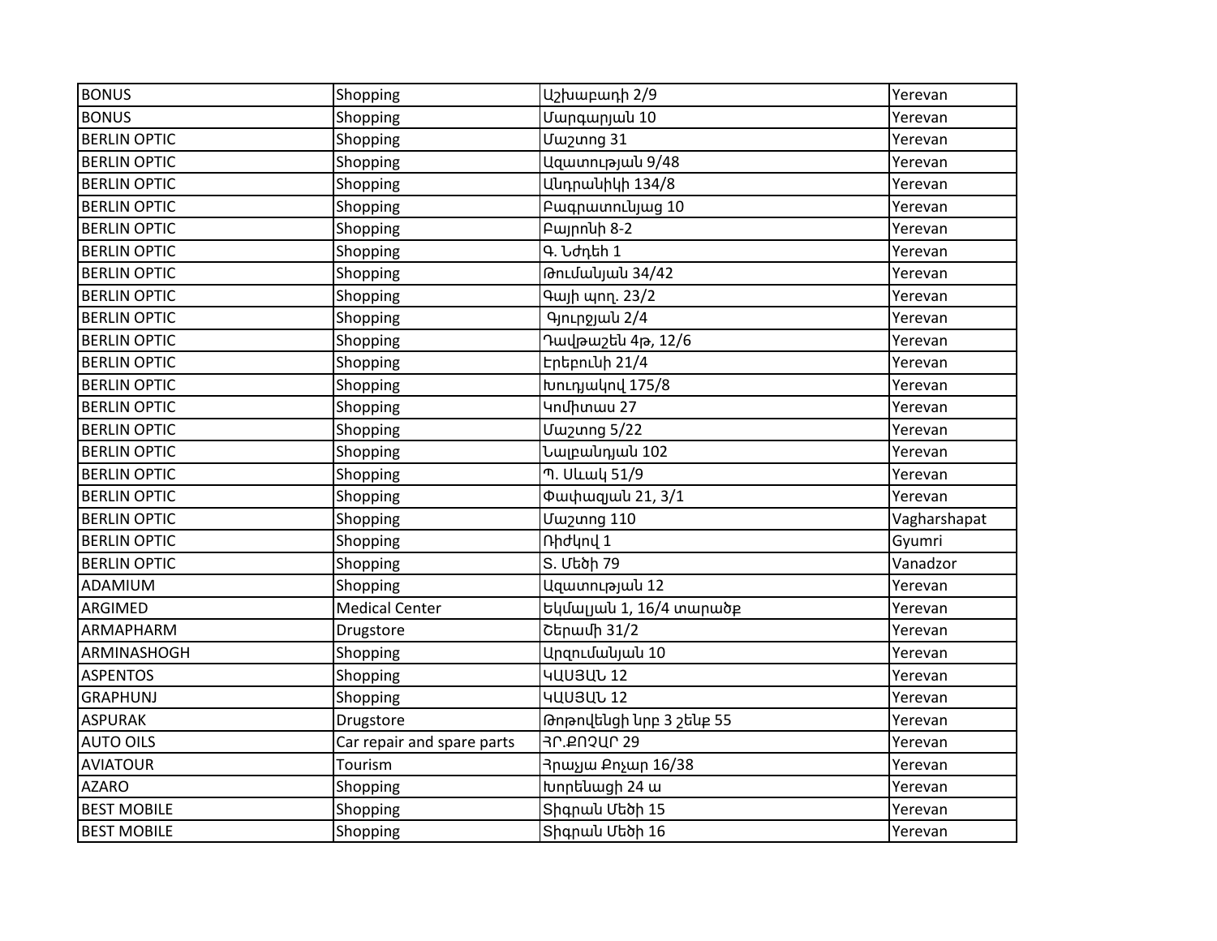| BONUS | Shopping | Աշխաբադի 2/9 | Yerevan |
|---|---|---|---|
| BONUS | Shopping | Մարգարյան 10 | Yerevan |
| BERLIN OPTIC | Shopping | Մաշտոց 31 | Yerevan |
| BERLIN OPTIC | Shopping | Ազատության 9/48 | Yerevan |
| BERLIN OPTIC | Shopping | Անդրանիկի 134/8 | Yerevan |
| BERLIN OPTIC | Shopping | Բագրատունյաց 10 | Yerevan |
| BERLIN OPTIC | Shopping | Բայրոնի 8-2 | Yerevan |
| BERLIN OPTIC | Shopping | Գ. Նժդեհ 1 | Yerevan |
| BERLIN OPTIC | Shopping | Թումանյան 34/42 | Yerevan |
| BERLIN OPTIC | Shopping | Գայի պող. 23/2 | Yerevan |
| BERLIN OPTIC | Shopping | Գյուրջյան 2/4 | Yerevan |
| BERLIN OPTIC | Shopping | Դավթաշեն 4թ, 12/6 | Yerevan |
| BERLIN OPTIC | Shopping | Էրեբունի 21/4 | Yerevan |
| BERLIN OPTIC | Shopping | Խուդյակով 175/8 | Yerevan |
| BERLIN OPTIC | Shopping | Կոմիտաս 27 | Yerevan |
| BERLIN OPTIC | Shopping | Մաշտոց 5/22 | Yerevan |
| BERLIN OPTIC | Shopping | Նալբանդյան 102 | Yerevan |
| BERLIN OPTIC | Shopping | Պ. Սևակ 51/9 | Yerevan |
| BERLIN OPTIC | Shopping | Փափազյան 21, 3/1 | Yerevan |
| BERLIN OPTIC | Shopping | Մաշտոց 110 | Vagharshapat |
| BERLIN OPTIC | Shopping | Ռիժկով 1 | Gyumri |
| BERLIN OPTIC | Shopping | Տ. Մեծի 79 | Vanadzor |
| ADAMIUM | Shopping | Ազատության 12 | Yerevan |
| ARGIMED | Medical Center | Եկմալյան 1, 16/4 տարածք | Yerevan |
| ARMAPHARM | Drugstore | Շերամի 31/2 | Yerevan |
| ARMINASHOGH | Shopping | Արզումանյան 10 | Yerevan |
| ASPENTOS | Shopping | ԿԱՍՅԱՆ 12 | Yerevan |
| GRAPHUNJ | Shopping | ԿԱՍՅԱՆ 12 | Yerevan |
| ASPURAK | Drugstore | Թոթովենցի նրբ 3 շենք 55 | Yerevan |
| AUTO OILS | Car repair and spare parts | ՅՐ.ՔՈՉԱՐ 29 | Yerevan |
| AVIATOUR | Tourism | Յրաչյա Քոչար 16/38 | Yerevan |
| AZARO | Shopping | Խորենացի 24 ա | Yerevan |
| BEST MOBILE | Shopping | Տիգրան Մեծի 15 | Yerevan |
| BEST MOBILE | Shopping | Տիգրան Մեծի 16 | Yerevan |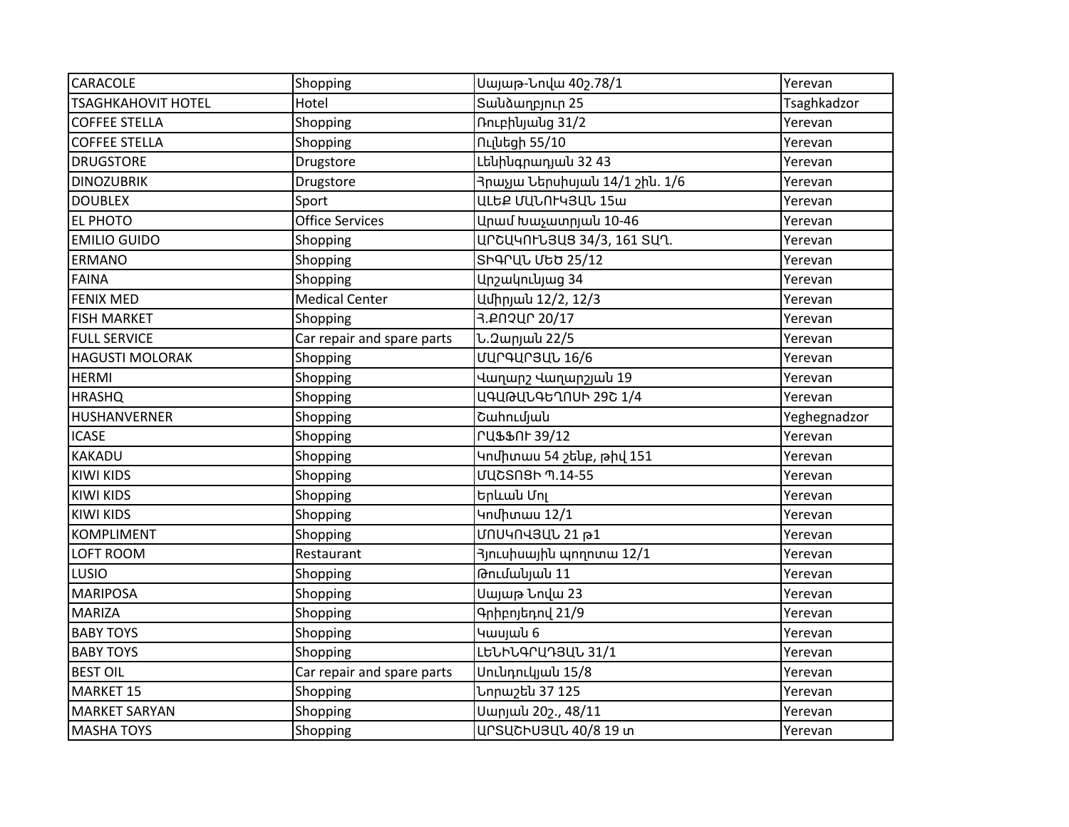| CARACOLE | Shopping | Սայաթ-Նովա 40շ.78/1 | Yerevan |
|---|---|---|---|
| TSAGHKAHOVIT HOTEL | Hotel | Տանձաղբյուր 25 | Tsaghkadzor |
| COFFEE STELLA | Shopping | Ռուբինյանց 31/2 | Yerevan |
| COFFEE STELLA | Shopping | Ուլնեցի 55/10 | Yerevan |
| DRUGSTORE | Drugstore | Լենինգրադյան 32 43 | Yerevan |
| DINOZUBRIK | Drugstore | Հրաչյա Ներսիսյան 14/1 շին. 1/6 | Yerevan |
| DOUBLEX | Sport | ԱԼԵՔ ՄԱՆՈՒԿՅԱՆ 15ա | Yerevan |
| EL PHOTO | Office Services | Արամ Խաչատրյան 10-46 | Yerevan |
| EMILIO GUIDO | Shopping | ԱՐՇԱԿՈՒՆՅԱՑ 34/3, 161 ՏԱՂ. | Yerevan |
| ERMANO | Shopping | ՏԻԳՐԱՆ ՄԵԾ 25/12 | Yerevan |
| FAINA | Shopping | Արշակունյաց 34 | Yerevan |
| FENIX MED | Medical Center | Ամիրյան 12/2, 12/3 | Yerevan |
| FISH MARKET | Shopping | Հ.ՔՈՉԱՐ 20/17 | Yerevan |
| FULL SERVICE | Car repair and spare parts | Ն.Զարյան 22/5 | Yerevan |
| HAGUSTI MOLORAK | Shopping | ՄԱՐԳԱՐՅԱՆ 16/6 | Yerevan |
| HERMI | Shopping | Վաղարշ Վաղարշյան 19 | Yerevan |
| HRASHQ | Shopping | ԱԳԱԹԱՆԳԵՂՈՍԻ 29Շ 1/4 | Yerevan |
| HUSHANVERNER | Shopping | Շահումյան | Yeghegnadzor |
| ICASE | Shopping | ՐԱՖՖՈՒ 39/12 | Yerevan |
| KAKADU | Shopping | Կոմիտաս 54 շենք, թիվ 151 | Yerevan |
| KIWI KIDS | Shopping | ՄԱՇՏՈՑԻ Պ.14-55 | Yerevan |
| KIWI KIDS | Shopping | Երևան Մոլ | Yerevan |
| KIWI KIDS | Shopping | Կոմիտաս 12/1 | Yerevan |
| KOMPLIMENT | Shopping | ՄՈՍԿՈՎՅԱՆ 21 թ1 | Yerevan |
| LOFT ROOM | Restaurant | Հյուսիսային պողոտա 12/1 | Yerevan |
| LUSIO | Shopping | Թումանյան 11 | Yerevan |
| MARIPOSA | Shopping | Սայաթ Նովա 23 | Yerevan |
| MARIZA | Shopping | Գրիբոյեդով 21/9 | Yerevan |
| BABY TOYS | Shopping | Կասյան 6 | Yerevan |
| BABY TOYS | Shopping | ԼԵՆԻՆԳՐԱԴՅԱՆ 31/1 | Yerevan |
| BEST OIL | Car repair and spare parts | Սունդուկյան 15/8 | Yerevan |
| MARKET 15 | Shopping | Նորաշեն 37 125 | Yerevan |
| MARKET SARYAN | Shopping | Սարյան 20շ., 48/11 | Yerevan |
| MASHA TOYS | Shopping | ԱՐՏԱՇԻՍՅԱՆ 40/8 19 տ | Yerevan |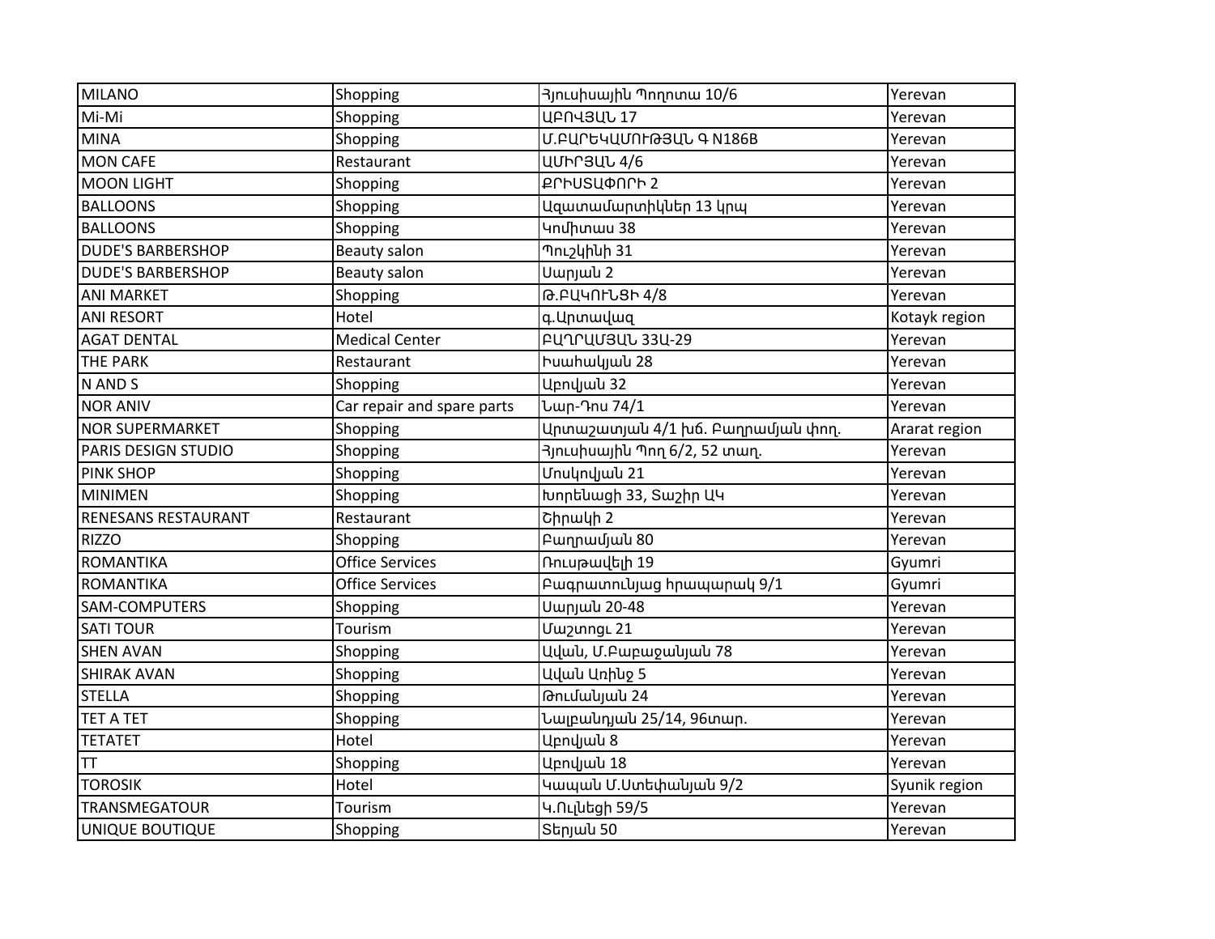| MILANO | Shopping | Յյուսիսային Պողոտա 10/6 | Yerevan |
|---|---|---|---|
| Mi-Mi | Shopping | ԱԲՈՎՅԱՆ 17 | Yerevan |
| MINA | Shopping | Մ.ԲԱՐԵԿԱՄՈՒԹՅԱՆ Գ N186B | Yerevan |
| MON CAFE | Restaurant | ԱՄԻՐՅԱՆ 4/6 | Yerevan |
| MOON LIGHT | Shopping | ՔՐԻՍՏԱՓՈՐԻ 2 | Yerevan |
| BALLOONS | Shopping | Ազատամարտիկներ 13 կրպ | Yerevan |
| BALLOONS | Shopping | Կոմիտաս 38 | Yerevan |
| DUDE'S BARBERSHOP | Beauty salon | Պուշկինի 31 | Yerevan |
| DUDE'S BARBERSHOP | Beauty salon | Սարյան 2 | Yerevan |
| ANI MARKET | Shopping | Թ.ԲԱԿՈՒՆՑԻ 4/8 | Yerevan |
| ANI RESORT | Hotel | գ.Արտավազ | Kotayk region |
| AGAT DENTAL | Medical Center | ԲԱՂՐԱՄՅԱՆ 33Ա-29 | Yerevan |
| THE PARK | Restaurant | Իսահակյան 28 | Yerevan |
| N AND S | Shopping | Աբովյան 32 | Yerevan |
| NOR ANIV | Car repair and spare parts | Նար-Դոս 74/1 | Yerevan |
| NOR SUPERMARKET | Shopping | Արտաշատյան 4/1 խճ. Բաղրամյան փող. | Ararat region |
| PARIS DESIGN STUDIO | Shopping | Յյուսիսային Պող 6/2, 52 տաղ. | Yerevan |
| PINK SHOP | Shopping | Մոսկովյան 21 | Yerevan |
| MINIMEN | Shopping | Խորենացի 33, Տաշիր ԱԿ | Yerevan |
| RENESANS RESTAURANT | Restaurant | Շիրակի 2 | Yerevan |
| RIZZO | Shopping | Բաղրամյան 80 | Yerevan |
| ROMANTIKA | Office Services | Ռուսթավելի 19 | Gyumri |
| ROMANTIKA | Office Services | Բագրատունյաց հրապարակ 9/1 | Gyumri |
| SAM-COMPUTERS | Shopping | Սարյան 20-48 | Yerevan |
| SATI TOUR | Tourism | Մաշտոցւ 21 | Yerevan |
| SHEN AVAN | Shopping | Ավան, Մ.Բաբաջանյան 78 | Yerevan |
| SHIRAK AVAN | Shopping | Ավան Առինջ 5 | Yerevan |
| STELLA | Shopping | Թումանյան 24 | Yerevan |
| TET A TET | Shopping | Նալբանդյան 25/14, 96տար. | Yerevan |
| TETATET | Hotel | Աբովյան 8 | Yerevan |
| TT | Shopping | Աբովյան 18 | Yerevan |
| TOROSIK | Hotel | Կապան Մ.Ստեփանյան 9/2 | Syunik region |
| TRANSMEGATOUR | Tourism | Կ.Ուլնեցի 59/5 | Yerevan |
| UNIQUE BOUTIQUE | Shopping | Տերյան 50 | Yerevan |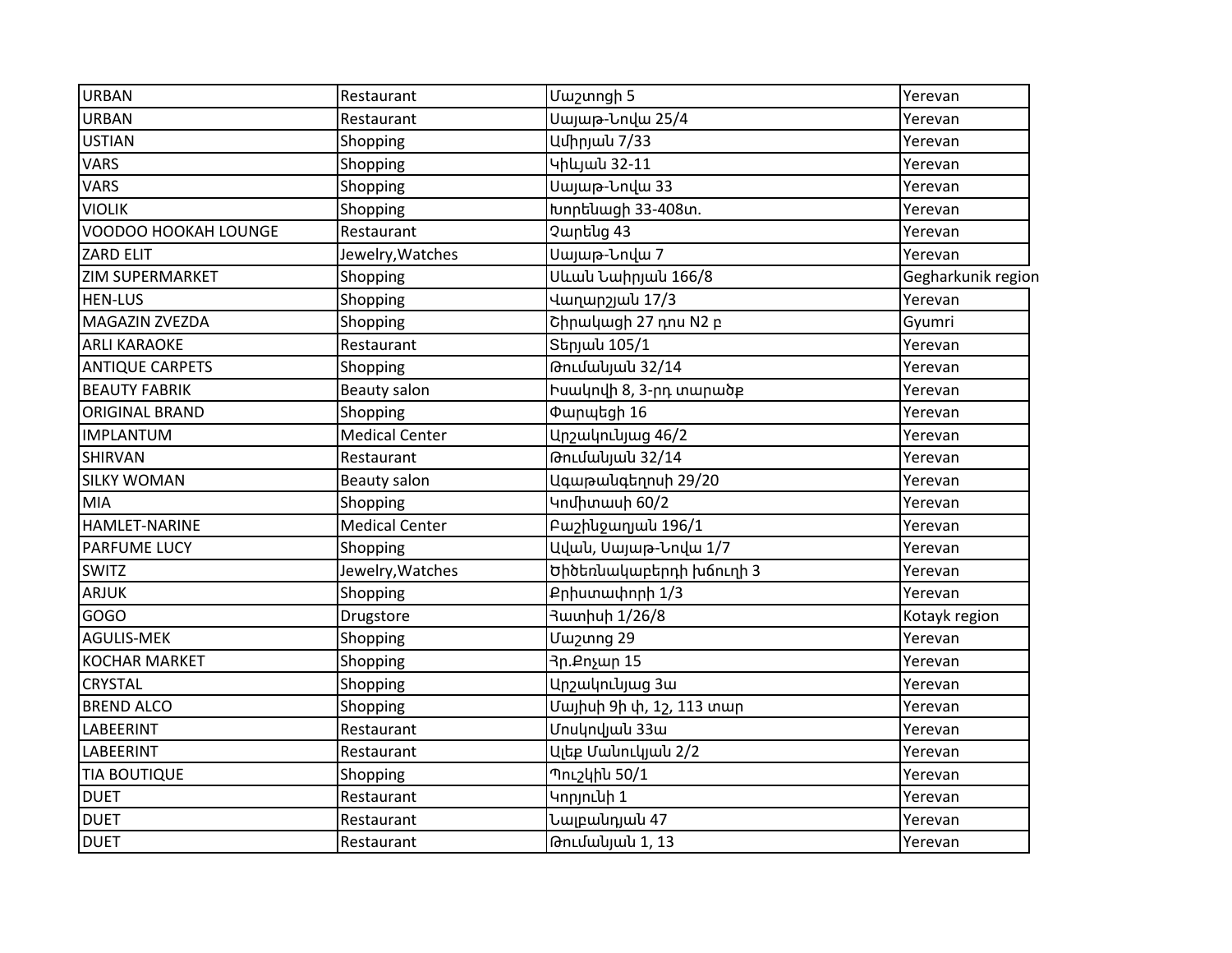| URBAN | Restaurant | Մաշտոցի 5 | Yerevan |
|---|---|---|---|
| URBAN | Restaurant | Սայաթ-Նովա 25/4 | Yerevan |
| USTIAN | Shopping | Ամիրյան 7/33 | Yerevan |
| VARS | Shopping | Կիևյան 32-11 | Yerevan |
| VARS | Shopping | Սայաթ-Նովա 33 | Yerevan |
| VIOLIK | Shopping | Խորենացի 33-408տ. | Yerevan |
| VOODOO HOOKAH LOUNGE | Restaurant | Չարենց 43 | Yerevan |
| ZARD ELIT | Jewelry,Watches | Սայաթ-Նովա 7 | Yerevan |
| ZIM SUPERMARKET | Shopping | Սևան Նաիրյան 166/8 | Gegharkunik region |
| HEN-LUS | Shopping | Վաղարշյան 17/3 | Yerevan |
| MAGAZIN ZVEZDA | Shopping | Շիրակացի 27 դոս N2 բ | Gyumri |
| ARLI KARAOKE | Restaurant | Տերյան 105/1 | Yerevan |
| ANTIQUE CARPETS | Shopping | Թումանյան 32/14 | Yerevan |
| BEAUTY FABRIK | Beauty salon | Իսակովի 8, 3-րդ տարածք | Yerevan |
| ORIGINAL BRAND | Shopping | Փարպեցի 16 | Yerevan |
| IMPLANTUM | Medical Center | Արշակունյաց 46/2 | Yerevan |
| SHIRVAN | Restaurant | Թումանյան 32/14 | Yerevan |
| SILKY WOMAN | Beauty salon | Ագաթանգեղոսի 29/20 | Yerevan |
| MIA | Shopping | Կոմիտասի 60/2 | Yerevan |
| HAMLET-NARINE | Medical Center | Բաշինջաղյան 196/1 | Yerevan |
| PARFUME LUCY | Shopping | Ավան, Սայաթ-Նովա 1/7 | Yerevan |
| SWITZ | Jewelry,Watches | Ծիծեռնակաբերդի խճուղի 3 | Yerevan |
| ARJUK | Shopping | Քրիստափորի 1/3 | Yerevan |
| GOGO | Drugstore | Հատիսի 1/26/8 | Kotayk region |
| AGULIS-MEK | Shopping | Մաշտոց 29 | Yerevan |
| KOCHAR MARKET | Shopping | Հր.Քոչար 15 | Yerevan |
| CRYSTAL | Shopping | Արշակունյաց 3ա | Yerevan |
| BREND ALCO | Shopping | Մայիսի 9ի փ, 1շ, 113 տար | Yerevan |
| LABEERINT | Restaurant | Մոսկովյան 33ա | Yerevan |
| LABEERINT | Restaurant | Ալեք Մանուկյան 2/2 | Yerevan |
| TIA BOUTIQUE | Shopping | Պուշկին 50/1 | Yerevan |
| DUET | Restaurant | Կորյունի 1 | Yerevan |
| DUET | Restaurant | Նալբանդյան 47 | Yerevan |
| DUET | Restaurant | Թումանյան 1, 13 | Yerevan |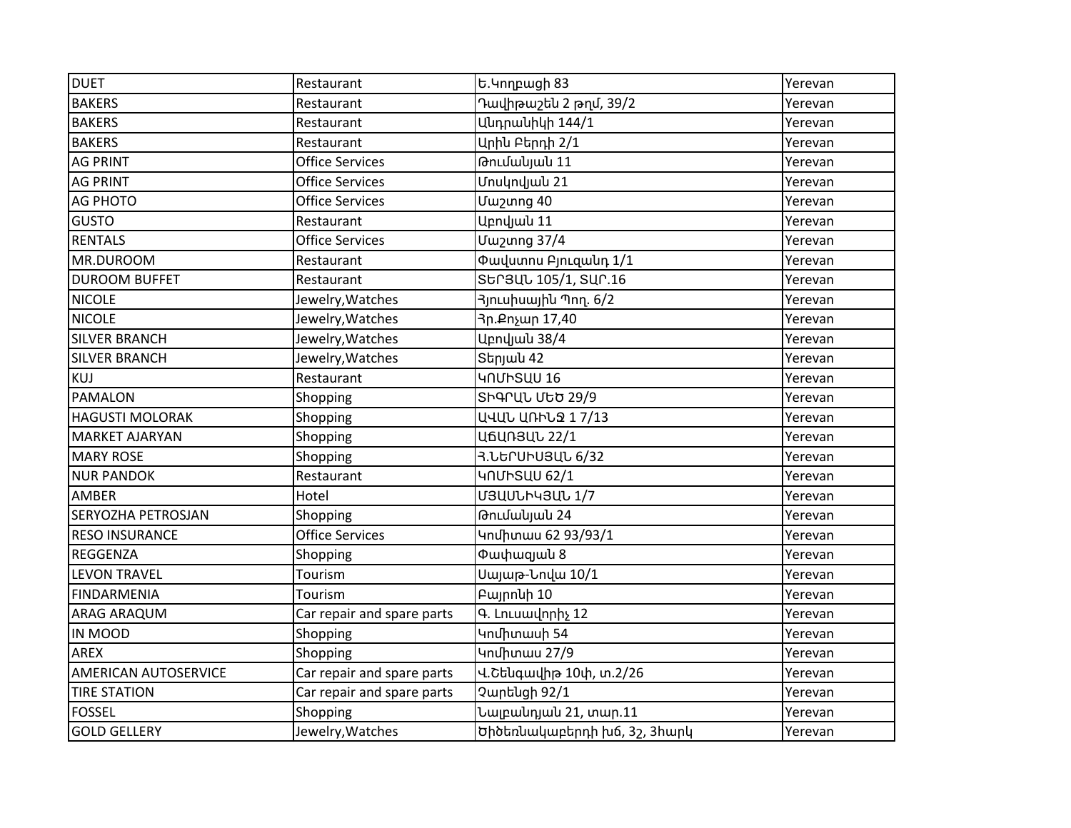| DUET | Restaurant | Ե.Կողբացի 83 | Yerevan |
|---|---|---|---|
| BAKERS | Restaurant | Դավիթաշեն 2 թղմ, 39/2 | Yerevan |
| BAKERS | Restaurant | Անդրանիկի 144/1 | Yerevan |
| BAKERS | Restaurant | Արին Բերդի 2/1 | Yerevan |
| AG PRINT | Office Services | Թումանյան 11 | Yerevan |
| AG PRINT | Office Services | Մոսկովյան 21 | Yerevan |
| AG PHOTO | Office Services | Մաշտոց 40 | Yerevan |
| GUSTO | Restaurant | Աբովյան 11 | Yerevan |
| RENTALS | Office Services | Մաշտոց 37/4 | Yerevan |
| MR.DUROOM | Restaurant | Փավստոս Բյուզանդ 1/1 | Yerevan |
| DUROOM BUFFET | Restaurant | ՏԵՐՅԱՆ 105/1, ՏԱՐ.16 | Yerevan |
| NICOLE | Jewelry,Watches | Հյուսիսային Պող. 6/2 | Yerevan |
| NICOLE | Jewelry,Watches | Հր.Քոչար 17,40 | Yerevan |
| SILVER BRANCH | Jewelry,Watches | Աբովյան 38/4 | Yerevan |
| SILVER BRANCH | Jewelry,Watches | Տերյան 42 | Yerevan |
| KUJ | Restaurant | ԿՈՄԻՏԱՍ 16 | Yerevan |
| PAMALON | Shopping | ՏԻԳՐԱՆ ՄԵԾ 29/9 | Yerevan |
| HAGUSTI MOLORAK | Shopping | ԱՎԱՆ ԱՌԻՆՋ 1 7/13 | Yerevan |
| MARKET AJARYAN | Shopping | ԱՃԱՌՅԱՆ 22/1 | Yerevan |
| MARY ROSE | Shopping | Հ.ՆԵՐՍԻՍՅԱՆ 6/32 | Yerevan |
| NUR PANDOK | Restaurant | ԿՈՄԻՏԱՍ 62/1 | Yerevan |
| AMBER | Hotel | ՄՅԱՍՆԻԿՅԱՆ 1/7 | Yerevan |
| SERYOZHA PETROSJAN | Shopping | Թումանյան 24 | Yerevan |
| RESO INSURANCE | Office Services | Կոմիտաս 62 93/93/1 | Yerevan |
| REGGENZA | Shopping | Փափազյան 8 | Yerevan |
| LEVON TRAVEL | Tourism | Սայաթ-Նովա 10/1 | Yerevan |
| FINDARMENIA | Tourism | Բայրոնի 10 | Yerevan |
| ARAG ARAQUM | Car repair and spare parts | Գ. Լուսավորիչ 12 | Yerevan |
| IN MOOD | Shopping | Կոմիտասի 54 | Yerevan |
| AREX | Shopping | Կոմիտաս 27/9 | Yerevan |
| AMERICAN AUTOSERVICE | Car repair and spare parts | Վ.Ճենգավիթ 10փ, տ.2/26 | Yerevan |
| TIRE STATION | Car repair and spare parts | Չարենցի 92/1 | Yerevan |
| FOSSEL | Shopping | Նալբանդյան 21, տար.11 | Yerevan |
| GOLD GELLERY | Jewelry,Watches | Ծիծեռնակաբերդի խճ, 3շ, 3հարկ | Yerevan |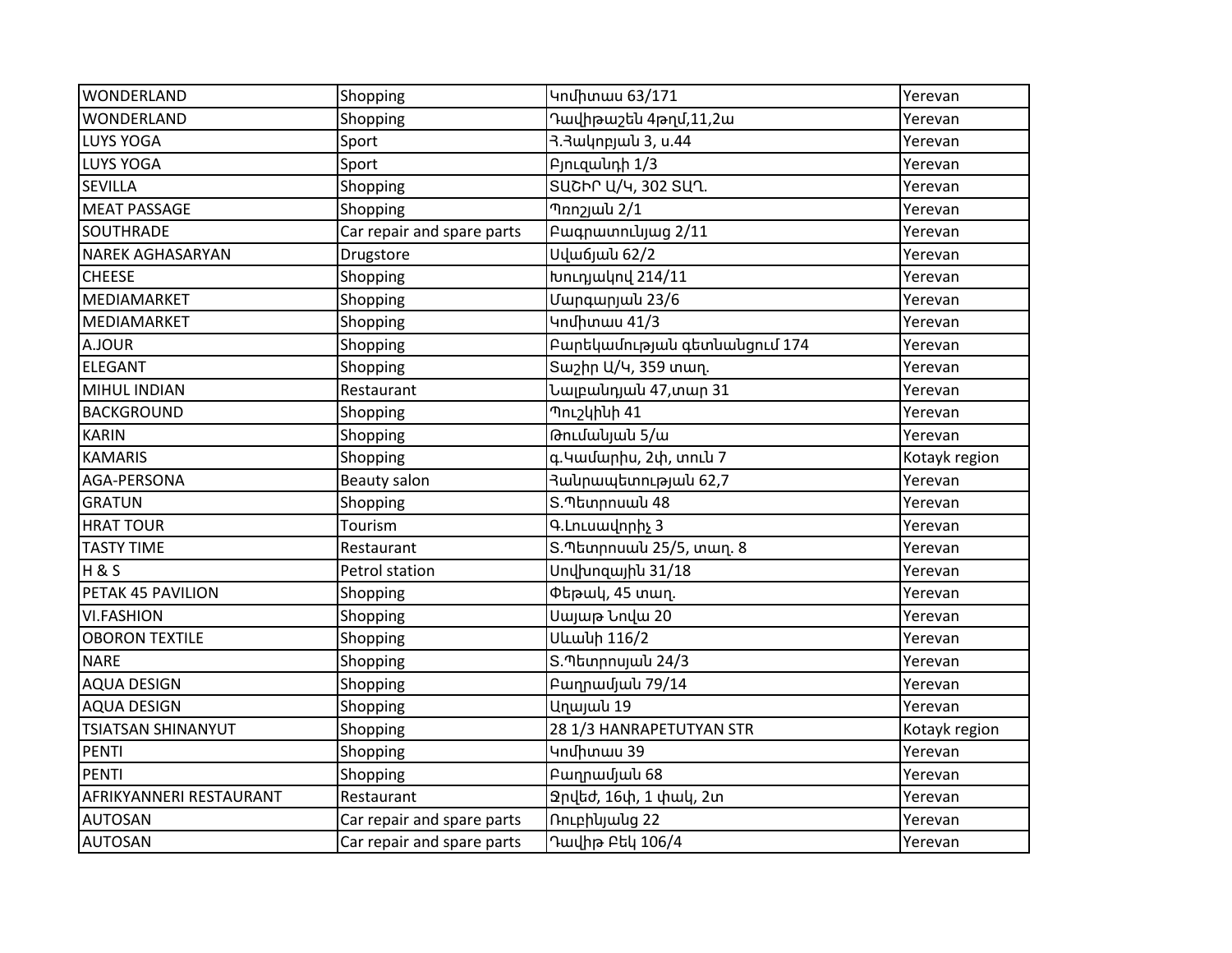| WONDERLAND | Shopping | Կոմիտաս 63/171 | Yerevan |
|---|---|---|---|
| WONDERLAND | Shopping | Դավիթաշեն 4թղմ,11,2ա | Yerevan |
| LUYS YOGA | Sport | Հ.Հակոբյան 3, ս.44 | Yerevan |
| LUYS YOGA | Sport | Բյուզանդի 1/3 | Yerevan |
| SEVILLA | Shopping | ՏԱՇԻՐ Ա/Կ, 302 ՏԱՂ. | Yerevan |
| MEAT PASSAGE | Shopping | Պռոշյան 2/1 | Yerevan |
| SOUTHRADE | Car repair and spare parts | Բագրատունյաց 2/11 | Yerevan |
| NAREK AGHASARYAN | Drugstore | Սվաճյան 62/2 | Yerevan |
| CHEESE | Shopping | Խուդյակով 214/11 | Yerevan |
| MEDIAMARKET | Shopping | Մարգարյան 23/6 | Yerevan |
| MEDIAMARKET | Shopping | Կոմիտաս 41/3 | Yerevan |
| A.JOUR | Shopping | Բարեկամության գետնանցում 174 | Yerevan |
| ELEGANT | Shopping | Տաշիր Ա/Կ, 359 տաղ. | Yerevan |
| MIHUL INDIAN | Restaurant | Նալբանդյան 47,տար 31 | Yerevan |
| BACKGROUND | Shopping | Պուշկինի 41 | Yerevan |
| KARIN | Shopping | Թումանյան 5/ա | Yerevan |
| KAMARIS | Shopping | գ.Կամարիս, 2փ, տուն 7 | Kotayk region |
| AGA-PERSONA | Beauty salon | Հանրապետության 62,7 | Yerevan |
| GRATUN | Shopping | Տ.Պետրոսան 48 | Yerevan |
| HRAT TOUR | Tourism | Գ.Լուսավորիչ 3 | Yerevan |
| TASTY TIME | Restaurant | Տ.Պետրոսան 25/5, տաղ. 8 | Yerevan |
| H & S | Petrol station | Սովխոզային 31/18 | Yerevan |
| PETAK 45 PAVILION | Shopping | Փեթակ, 45 տաղ. | Yerevan |
| VI.FASHION | Shopping | Սայաթ Նովա 20 | Yerevan |
| OBORON TEXTILE | Shopping | Սևանի 116/2 | Yerevan |
| NARE | Shopping | Տ.Պետրոսյան 24/3 | Yerevan |
| AQUA DESIGN | Shopping | Բաղրամյան 79/14 | Yerevan |
| AQUA DESIGN | Shopping | Աղայան 19 | Yerevan |
| TSIATSAN SHINANYUT | Shopping | 28 1/3 HANRAPETUTYAN STR | Kotayk region |
| PENTI | Shopping | Կոմիտաս 39 | Yerevan |
| PENTI | Shopping | Բաղրամյան 68 | Yerevan |
| AFRIKYANNERI RESTAURANT | Restaurant | Ջրվեժ, 16փ, 1 փակ, 2տ | Yerevan |
| AUTOSAN | Car repair and spare parts | Ռուբինյանց 22 | Yerevan |
| AUTOSAN | Car repair and spare parts | Դավիթ Բեկ 106/4 | Yerevan |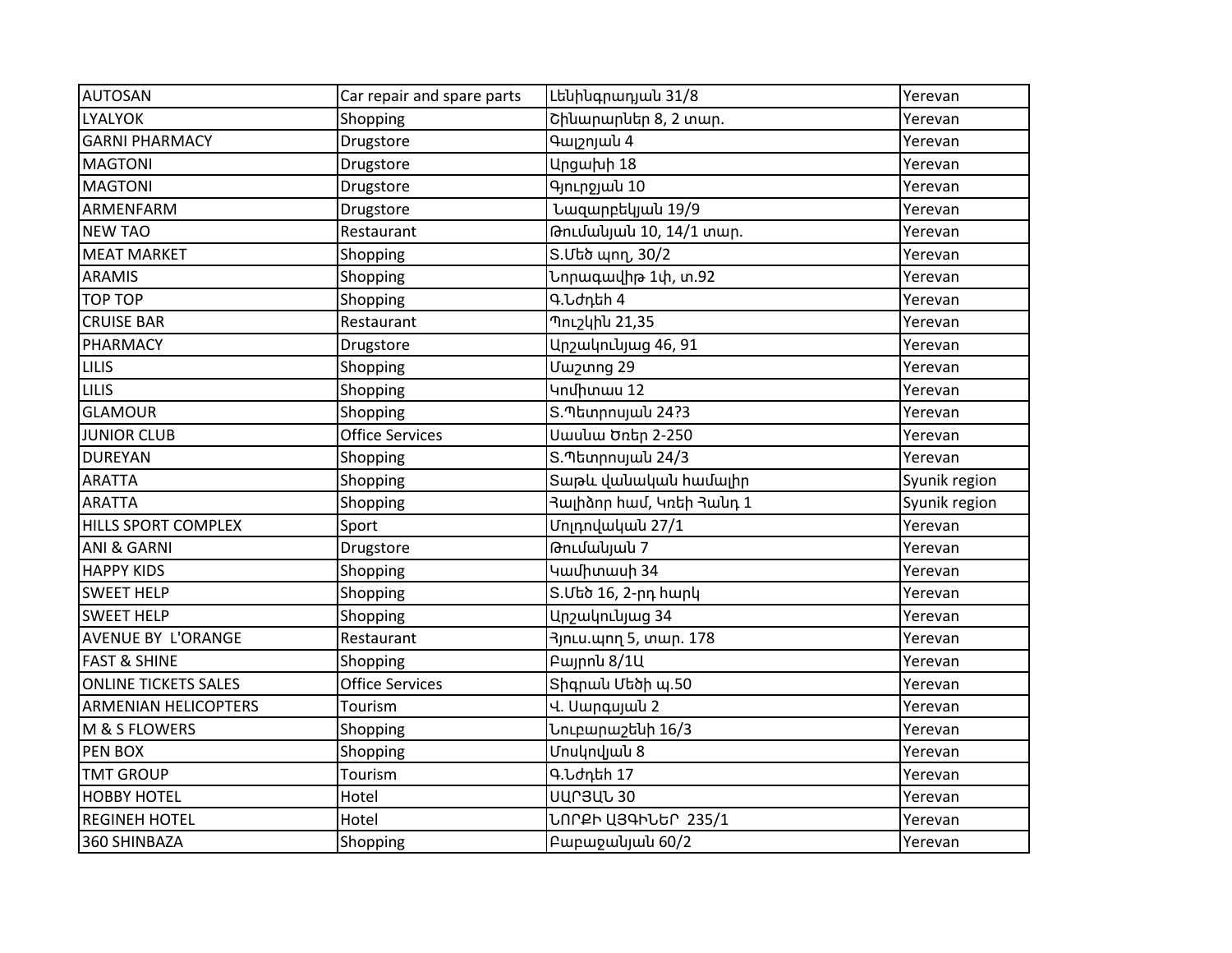| AUTOSAN | Car repair and spare parts | Լենինգրադյան 31/8 | Yerevan |
|---|---|---|---|
| LYALYOK | Shopping | Շինարարներ 8, 2 տար. | Yerevan |
| GARNI PHARMACY | Drugstore | Գալշոյան 4 | Yerevan |
| MAGTONI | Drugstore | Արցախի 18 | Yerevan |
| MAGTONI | Drugstore | Գյուրջյան 10 | Yerevan |
| ARMENFARM | Drugstore | Նազարբեկյան 19/9 | Yerevan |
| NEW TAO | Restaurant | Թումանյան 10, 14/1 տար. | Yerevan |
| MEAT MARKET | Shopping | Տ.Մեծ պող, 30/2 | Yerevan |
| ARAMIS | Shopping | Նորագավիթ 1փ, տ.92 | Yerevan |
| TOP TOP | Shopping | Գ.Նժդեհ 4 | Yerevan |
| CRUISE BAR | Restaurant | Պուշկին 21,35 | Yerevan |
| PHARMACY | Drugstore | Արշակունյաց 46, 91 | Yerevan |
| LILIS | Shopping | Մաշտոց 29 | Yerevan |
| LILIS | Shopping | Կոմիտաս 12 | Yerevan |
| GLAMOUR | Shopping | Տ.Պետրոսյան 24?3 | Yerevan |
| JUNIOR CLUB | Office Services | Սասնա Ծռեր 2-250 | Yerevan |
| DUREYAN | Shopping | Տ.Պետրոսյան 24/3 | Yerevan |
| ARATTA | Shopping | Տաթև վանական համալիր | Syunik region |
| ARATTA | Shopping | Հալիձոր համ, Կռեի Հանդ 1 | Syunik region |
| HILLS SPORT COMPLEX | Sport | Մոլդովական 27/1 | Yerevan |
| ANI & GARNI | Drugstore | Թումանյան 7 | Yerevan |
| HAPPY KIDS | Shopping | Կամիտասի 34 | Yerevan |
| SWEET HELP | Shopping | Տ.Մեծ 16, 2-րդ հարկ | Yerevan |
| SWEET HELP | Shopping | Արշակունյաց 34 | Yerevan |
| AVENUE BY L'ORANGE | Restaurant | Հյուս.պող 5, տար. 178 | Yerevan |
| FAST & SHINE | Shopping | Բայրոն 8/1Ա | Yerevan |
| ONLINE TICKETS SALES | Office Services | Տիգրան Մեծի պ.50 | Yerevan |
| ARMENIAN HELICOPTERS | Tourism | Վ. Սարգսյան 2 | Yerevan |
| M & S FLOWERS | Shopping | Նուբարաշենի 16/3 | Yerevan |
| PEN BOX | Shopping | Մոսկովյան 8 | Yerevan |
| TMT GROUP | Tourism | Գ.Նժդեհ 17 | Yerevan |
| HOBBY HOTEL | Hotel | ՍԱՐՅԱՆ 30 | Yerevan |
| REGINEH HOTEL | Hotel | ՆՈՐՔԻ ԱՅԳԻՆԵՐ 235/1 | Yerevan |
| 360 SHINBAZA | Shopping | Բաբաջանյան 60/2 | Yerevan |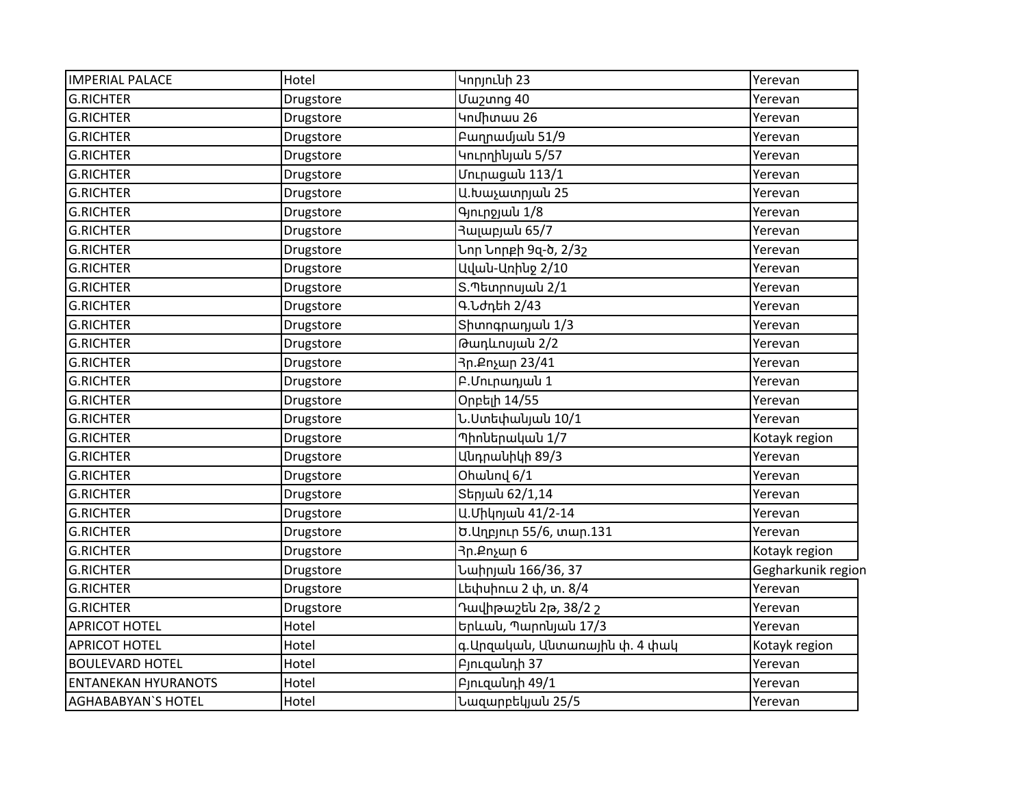| IMPERIAL PALACE | Hotel | Կորյունի 23 | Yerevan |
|---|---|---|---|
| G.RICHTER | Drugstore | Մաշտոց 40 | Yerevan |
| G.RICHTER | Drugstore | Կոմիտաս 26 | Yerevan |
| G.RICHTER | Drugstore | Բաղրամյան 51/9 | Yerevan |
| G.RICHTER | Drugstore | Կուրղինյան 5/57 | Yerevan |
| G.RICHTER | Drugstore | Մուրացան 113/1 | Yerevan |
| G.RICHTER | Drugstore | Ա.Խաչատրյան 25 | Yerevan |
| G.RICHTER | Drugstore | Գյուրջյան 1/8 | Yerevan |
| G.RICHTER | Drugstore | Հալաբյան 65/7 | Yerevan |
| G.RICHTER | Drugstore | Նոր Նորքի 9զ-ծ, 2/3շ | Yerevan |
| G.RICHTER | Drugstore | Ավան-Առինջ 2/10 | Yerevan |
| G.RICHTER | Drugstore | Տ.Պետրոսյան 2/1 | Yerevan |
| G.RICHTER | Drugstore | Գ.Նժդեհ 2/43 | Yerevan |
| G.RICHTER | Drugstore | Տիտոգրադյան 1/3 | Yerevan |
| G.RICHTER | Drugstore | Թադևոսյան 2/2 | Yerevan |
| G.RICHTER | Drugstore | Հր.Քոչար 23/41 | Yerevan |
| G.RICHTER | Drugstore | Բ.Մուրադյան 1 | Yerevan |
| G.RICHTER | Drugstore | Օրբելի 14/55 | Yerevan |
| G.RICHTER | Drugstore | Ն.Ստեփանյան 10/1 | Yerevan |
| G.RICHTER | Drugstore | Պիոներական 1/7 | Kotayk region |
| G.RICHTER | Drugstore | Անդրանիկի 89/3 | Yerevan |
| G.RICHTER | Drugstore | Օհանով 6/1 | Yerevan |
| G.RICHTER | Drugstore | Տերյան 62/1,14 | Yerevan |
| G.RICHTER | Drugstore | Ա.Միկոյան 41/2-14 | Yerevan |
| G.RICHTER | Drugstore | Ծ.Աղբյուր 55/6, տար.131 | Yerevan |
| G.RICHTER | Drugstore | Հր.Քոչար 6 | Kotayk region |
| G.RICHTER | Drugstore | Նաիրյան 166/36, 37 | Gegharkunik region |
| G.RICHTER | Drugstore | Լեփսիուս 2 փ, տ. 8/4 | Yerevan |
| G.RICHTER | Drugstore | Դավիթաշեն 2թ, 38/2 շ | Yerevan |
| APRICOT HOTEL | Hotel | Երևան, Պարոնյան 17/3 | Yerevan |
| APRICOT HOTEL | Hotel | գ.Արզական, Անտառային փ. 4 փակ | Kotayk region |
| BOULEVARD HOTEL | Hotel | Բյուզանդի 37 | Yerevan |
| ENTANEKAN HYURANOTS | Hotel | Բյուզանդի 49/1 | Yerevan |
| AGHABABYAN`S HOTEL | Hotel | Նազարբեկյան 25/5 | Yerevan |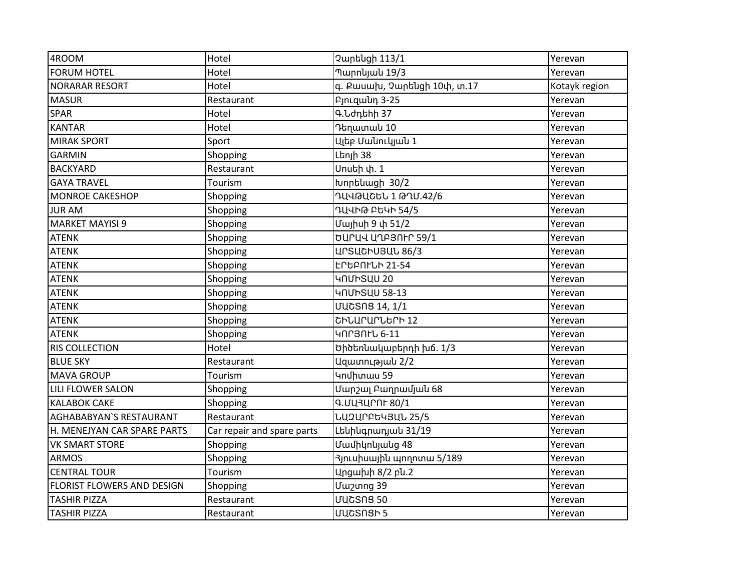| 4ROOM | Hotel | Չարենցի 113/1 | Yerevan |
|---|---|---|---|
| FORUM HOTEL | Hotel | Պարոնյան 19/3 | Yerevan |
| NORARAR RESORT | Hotel | գ. Քասախ, Չարենցի 10փ, տ.17 | Kotayk region |
| MASUR | Restaurant | Բյուզանդ 3-25 | Yerevan |
| SPAR | Hotel | Գ.Նժդեհի 37 | Yerevan |
| KANTAR | Hotel | Դեղատան 10 | Yerevan |
| MIRAK SPORT | Sport | Ալեք Մանուկյան 1 | Yerevan |
| GARMIN | Shopping | Լեոյի 38 | Yerevan |
| BACKYARD | Restaurant | Սոսեի փ. 1 | Yerevan |
| GAYA TRAVEL | Tourism | Խորենացի  30/2 | Yerevan |
| MONROE CAKESHOP | Shopping | ԴԱՎԹԱՇԵՆ 1 ԹՂՄ.42/6 | Yerevan |
| JUR AM | Shopping | ԴԱՎԻԹ ԲԵԿԻ 54/5 | Yerevan |
| MARKET MAYISI 9 | Shopping | Մայիսի 9 փ 51/2 | Yerevan |
| ATENK | Shopping | ԾԱՐԱՎ ԱՂԲՅՈՒՐ 59/1 | Yerevan |
| ATENK | Shopping | ԱՐՏԱՇԻՍՅԱՆ 86/3 | Yerevan |
| ATENK | Shopping | ԷՐԵԲՈՒՆԻ 21-54 | Yerevan |
| ATENK | Shopping | ԿՈՄԻՏԱՍ 20 | Yerevan |
| ATENK | Shopping | ԿՈՄԻՏԱՍ 58-13 | Yerevan |
| ATENK | Shopping | ՄԱՇՏՈՑ 14, 1/1 | Yerevan |
| ATENK | Shopping | ՇԻՆԱՐԱՐՆԵՐԻ 12 | Yerevan |
| ATENK | Shopping | ԿՈՐՅՈՒՆ 6-11 | Yerevan |
| RIS COLLECTION | Hotel | Ծիծեռնակաբերդի խճ. 1/3 | Yerevan |
| BLUE SKY | Restaurant | Ազատության 2/2 | Yerevan |
| MAVA GROUP | Tourism | Կոմիտաս 59 | Yerevan |
| LILI FLOWER SALON | Shopping | Մարշալ Բաղրամյան 68 | Yerevan |
| KALABOK CAKE | Shopping | Գ.ՄԱՀԱՐՈՒ 80/1 | Yerevan |
| AGHABABYAN`S RESTAURANT | Restaurant | ՆԱԶԱՐԲԵԿՅԱՆ 25/5 | Yerevan |
| H. MENEJYAN CAR SPARE PARTS | Car repair and spare parts | Լենինգրադյան 31/19 | Yerevan |
| VK SMART STORE | Shopping | Մամիկոնյանց 48 | Yerevan |
| ARMOS | Shopping | Հյուսիսային պողոտա 5/189 | Yerevan |
| CENTRAL TOUR | Tourism | Արցախի 8/2 բն.2 | Yerevan |
| FLORIST FLOWERS AND DESIGN | Shopping | Մաշտոց 39 | Yerevan |
| TASHIR PIZZA | Restaurant | ՄԱՇՏՈՑ 50 | Yerevan |
| TASHIR PIZZA | Restaurant | ՄԱՇՏՈՑԻ 5 | Yerevan |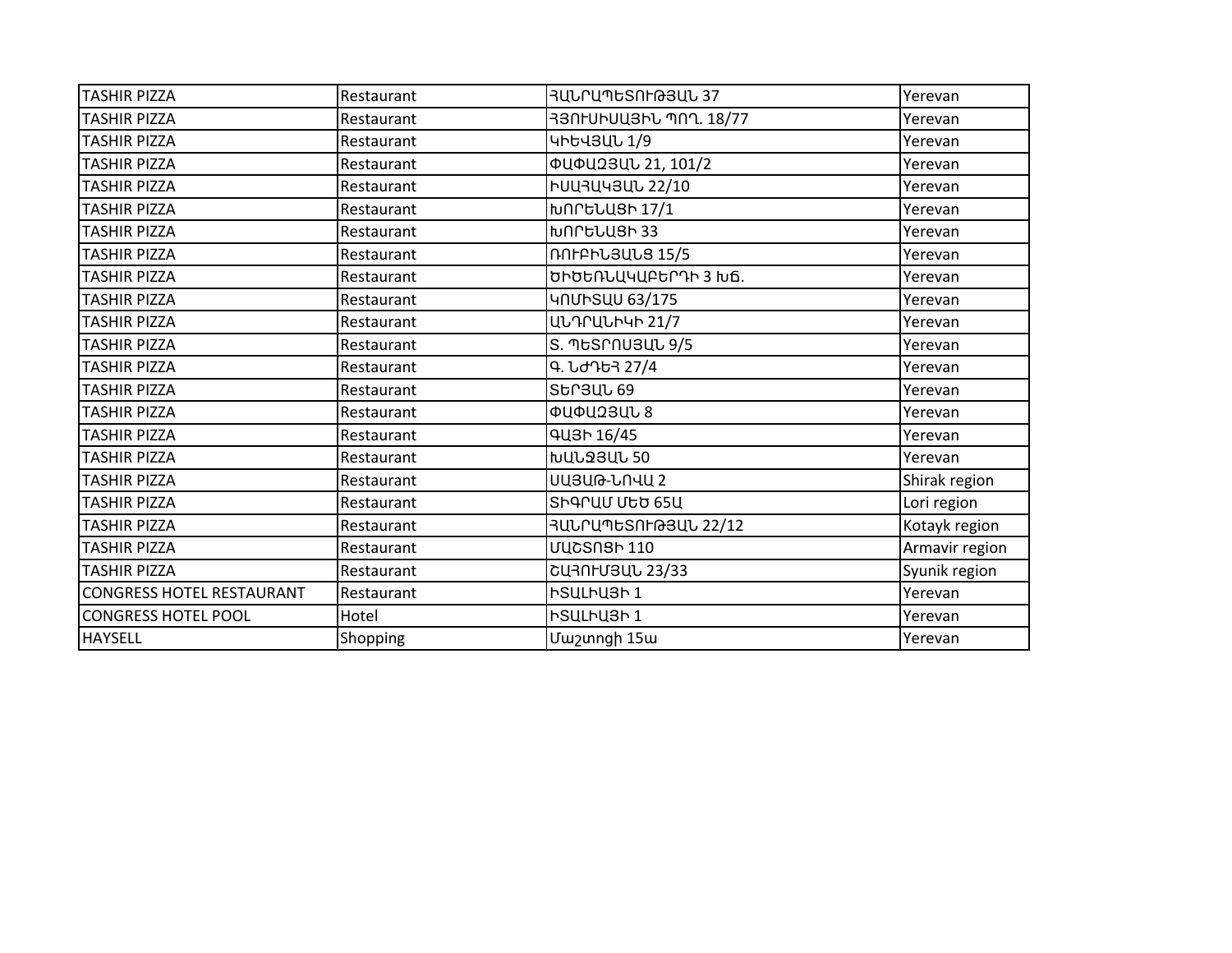| | | | |
|---|---|---|---|
| TASHIR PIZZA | Restaurant | ՀԱՆՐԱՊԵՏՈՒԹՅԱՆ 37 | Yerevan |
| TASHIR PIZZA | Restaurant | ՀՅՈՒՍԻՍԱՅԻՆ ՊՈՂ. 18/77 | Yerevan |
| TASHIR PIZZA | Restaurant | ԿԻԵՎՅԱՆ 1/9 | Yerevan |
| TASHIR PIZZA | Restaurant | ՓԱՓԱԶՅԱՆ 21, 101/2 | Yerevan |
| TASHIR PIZZA | Restaurant | ԻՍԱՀԱԿՅԱՆ 22/10 | Yerevan |
| TASHIR PIZZA | Restaurant | ԽՈՐԵՆԱՑԻ 17/1 | Yerevan |
| TASHIR PIZZA | Restaurant | ԽՈՐԵՆԱՑԻ 33 | Yerevan |
| TASHIR PIZZA | Restaurant | ՌՈՒԲԻՆՅԱՆՑ 15/5 | Yerevan |
| TASHIR PIZZA | Restaurant | ԾԻԾԵՌՆԱԿԱԲԵՐԴԻ 3 խճ. | Yerevan |
| TASHIR PIZZA | Restaurant | ԿՈՄԻՏԱՍ 63/175 | Yerevan |
| TASHIR PIZZA | Restaurant | ԱՆԴՐԱՆԻԿԻ 21/7 | Yerevan |
| TASHIR PIZZA | Restaurant | Տ. ՊԵՏՐՈՍՅԱՆ 9/5 | Yerevan |
| TASHIR PIZZA | Restaurant | Գ. ՆԺԴԵՀ 27/4 | Yerevan |
| TASHIR PIZZA | Restaurant | ՏԵՐՅԱՆ 69 | Yerevan |
| TASHIR PIZZA | Restaurant | ՓԱՓԱԶՅԱՆ 8 | Yerevan |
| TASHIR PIZZA | Restaurant | ԳԱՅԻ 16/45 | Yerevan |
| TASHIR PIZZA | Restaurant | ԽԱՆՋՅԱՆ 50 | Yerevan |
| TASHIR PIZZA | Restaurant | ՍԱՅԱԹ-ՆՈՎԱ 2 | Shirak region |
| TASHIR PIZZA | Restaurant | ՏԻԳՐԱՄ ՄԵԾ 65Ա | Lori region |
| TASHIR PIZZA | Restaurant | ՀԱՆՐԱՊԵՏՈՒԹՅԱՆ 22/12 | Kotayk region |
| TASHIR PIZZA | Restaurant | ՄԱՇՏՈՑԻ 110 | Armavir region |
| TASHIR PIZZA | Restaurant | ՇԱՀՈՒՄՅԱՆ 23/33 | Syunik region |
| CONGRESS HOTEL RESTAURANT | Restaurant | ԻՏԱԼԻԱՅԻ 1 | Yerevan |
| CONGRESS HOTEL POOL | Hotel | ԻՏԱԼԻԱՅԻ 1 | Yerevan |
| HAYSELL | Shopping | Մաշտոցի 15ա | Yerevan |